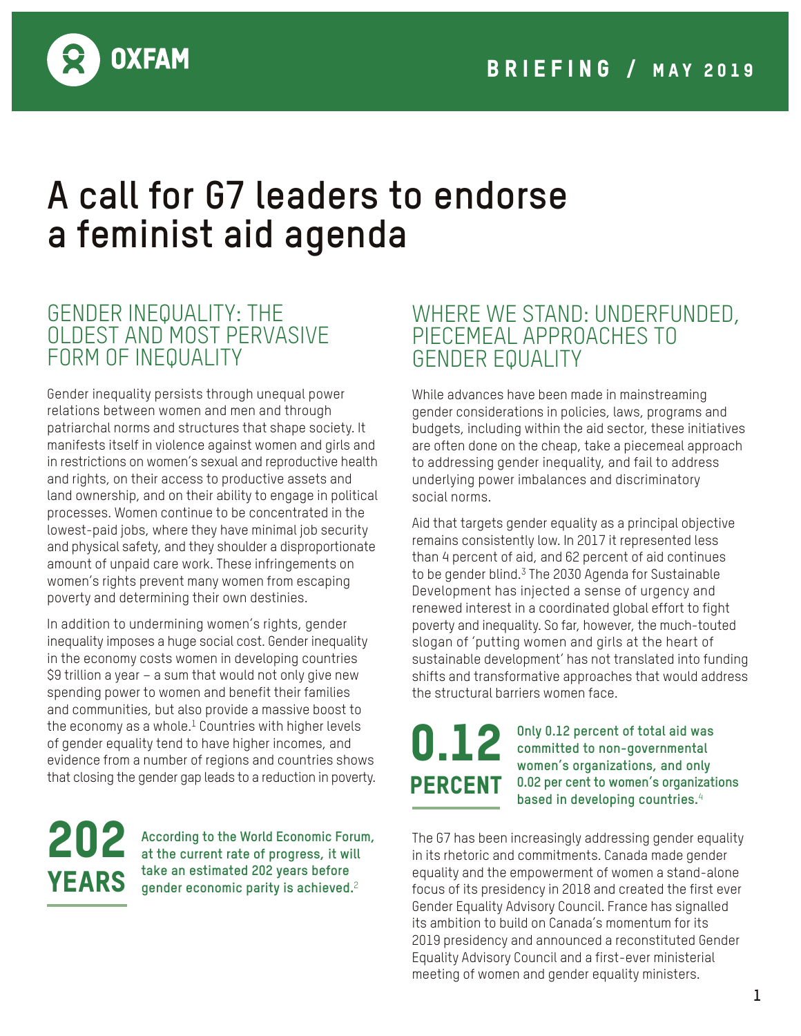OXFAM

BRIEFING / MAY 2019

# A call for G7 leaders to endorse a feminist aid agenda

## GENDER INEQUALITY: THE OLDEST AND MOST PERVASIVE FORM OF INEQUALITY

Gender inequality persists through unequal power relations between women and men and through patriarchal norms and structures that shape society. It manifests itself in violence against women and girls and in restrictions on women's sexual and reproductive health and rights, on their access to productive assets and land ownership, and on their ability to engage in political processes. Women continue to be concentrated in the lowest-paid jobs, where they have minimal job security and physical safety, and they shoulder a disproportionate amount of unpaid care work. These infringements on women's rights prevent many women from escaping poverty and determining their own destinies.

In addition to undermining women's rights, gender inequality imposes a huge social cost. Gender inequality in the economy costs women in developing countries $9 trillion a year – a sum that would not only give new spending power to women and benefit their families and communities, but also provide a massive boost to the economy as a whole.[1] Countries with higher levels of gender equality tend to have higher incomes, and evidence from a number of regions and countries shows that closing the gender gap leads to a reduction in poverty.

**202 YEARS**

**According to the World Economic Forum, at the current rate of progress, it will take an estimated 202 years before gender economic parity is achieved.**[2]

## WHERE WE STAND: UNDERFUNDED, PIECEMEAL APPROACHES TO GENDER EQUALITY

While advances have been made in mainstreaming gender considerations in policies, laws, programs and budgets, including within the aid sector, these initiatives are often done on the cheap, take a piecemeal approach to addressing gender inequality, and fail to address underlying power imbalances and discriminatory social norms.

Aid that targets gender equality as a principal objective remains consistently low. In 2017 it represented less than 4 percent of aid, and 62 percent of aid continues to be gender blind.[3] The 2030 Agenda for Sustainable Development has injected a sense of urgency and renewed interest in a coordinated global effort to fight poverty and inequality. So far, however, the much-touted slogan of 'putting women and girls at the heart of sustainable development' has not translated into funding shifts and transformative approaches that would address the structural barriers women face.

**0.12 PERCENT**

**Only 0.12 percent of total aid was committed to non-governmental women's organizations, and only 0.02 per cent to women's organizations based in developing countries.**[4]

The G7 has been increasingly addressing gender equality in its rhetoric and commitments. Canada made gender equality and the empowerment of women a stand-alone focus of its presidency in 2018 and created the first ever Gender Equality Advisory Council. France has signalled its ambition to build on Canada's momentum for its 2019 presidency and announced a reconstituted Gender Equality Advisory Council and a first-ever ministerial meeting of women and gender equality ministers.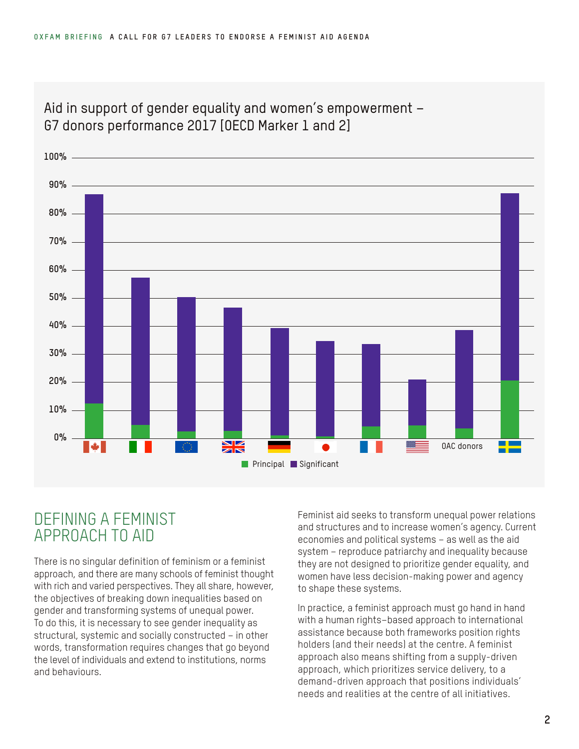Aid in support of gender equality and women's empowerment – G7 donors performance 2017 [OECD Marker 1 and 2]

Principal Significant

OAC donors

## DEFINING A FEMINIST APPROACH TO AID

There is no singular definition of feminism or a feminist approach, and there are many schools of feminist thought with rich and varied perspectives. They all share, however, the objectives of breaking down inequalities based on gender and transforming systems of unequal power. To do this, it is necessary to see gender inequality as structural, systemic and socially constructed – in other words, transformation requires changes that go beyond the level of individuals and extend to institutions, norms and behaviours.

Feminist aid seeks to transform unequal power relations and structures and to increase women's agency. Current economies and political systems – as well as the aid system – reproduce patriarchy and inequality because they are not designed to prioritize gender equality, and women have less decision-making power and agency to shape these systems.

In practice, a feminist approach must go hand in hand with a human rights–based approach to international assistance because both frameworks position rights holders (and their needs) at the centre. A feminist approach also means shifting from a supply-driven approach, which prioritizes service delivery, to a demand-driven approach that positions individuals' needs and realities at the centre of all initiatives.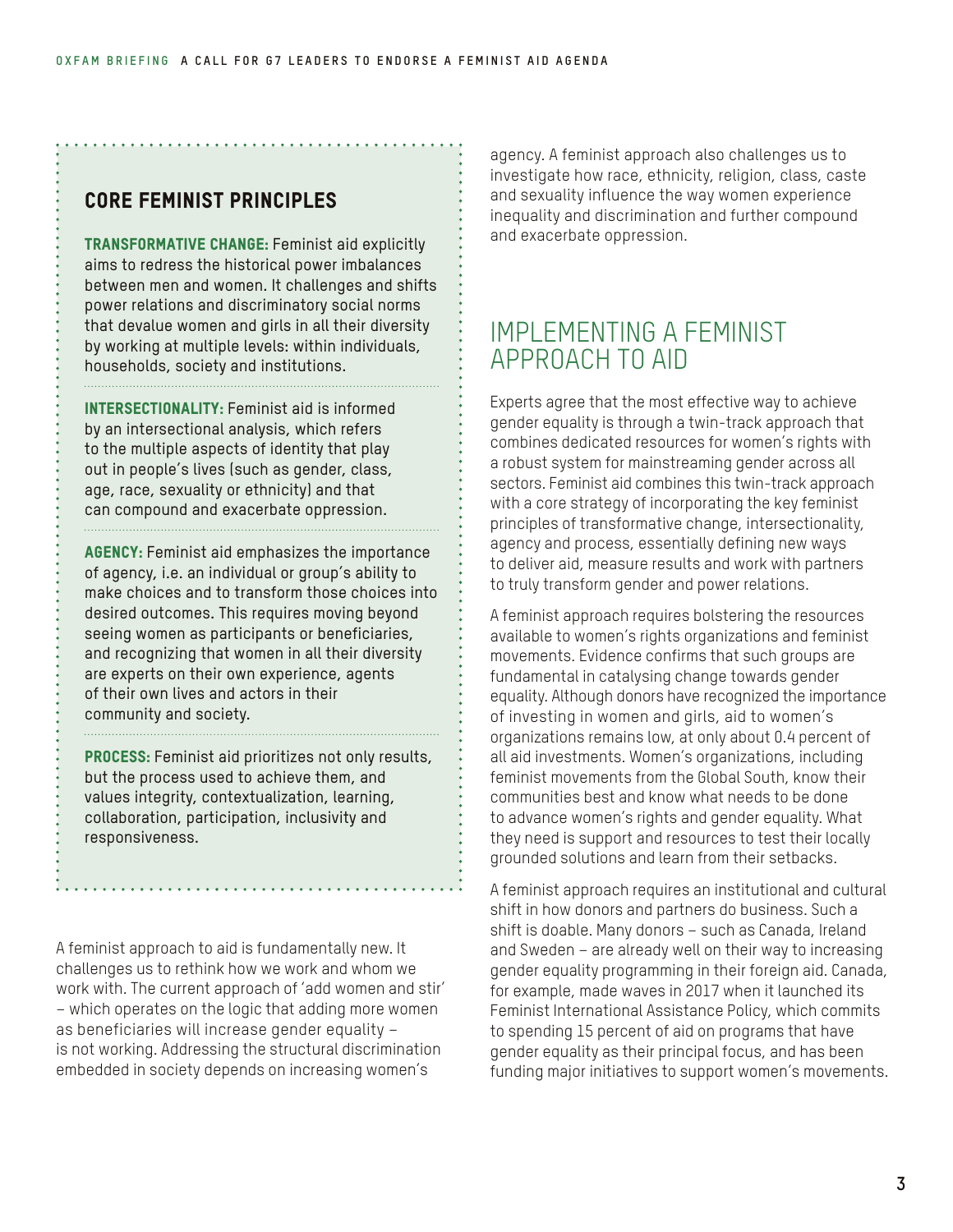## CORE FEMINIST PRINCIPLES

**TRANSFORMATIVE CHANGE:** Feminist aid explicitly aims to redress the historical power imbalances between men and women. It challenges and shifts power relations and discriminatory social norms that devalue women and girls in all their diversity by working at multiple levels: within individuals, households, society and institutions.

**INTERSECTIONALITY:** Feminist aid is informed by an intersectional analysis, which refers to the multiple aspects of identity that play out in people's lives (such as gender, class, age, race, sexuality or ethnicity) and that can compound and exacerbate oppression.

**AGENCY:** Feminist aid emphasizes the importance of agency, i.e. an individual or group's ability to make choices and to transform those choices into desired outcomes. This requires moving beyond seeing women as participants or beneficiaries, and recognizing that women in all their diversity are experts on their own experience, agents of their own lives and actors in their community and society.

**PROCESS:** Feminist aid prioritizes not only results, but the process used to achieve them, and values integrity, contextualization, learning, collaboration, participation, inclusivity and responsiveness.

A feminist approach to aid is fundamentally new. It challenges us to rethink how we work and whom we work with. The current approach of 'add women and stir' – which operates on the logic that adding more women as beneficiaries will increase gender equality – is not working. Addressing the structural discrimination embedded in society depends on increasing women's agency. A feminist approach also challenges us to investigate how race, ethnicity, religion, class, caste and sexuality influence the way women experience inequality and discrimination and further compound and exacerbate oppression.

## IMPLEMENTING A FEMINIST APPROACH TO AID

Experts agree that the most effective way to achieve gender equality is through a twin-track approach that combines dedicated resources for women's rights with a robust system for mainstreaming gender across all sectors. Feminist aid combines this twin-track approach with a core strategy of incorporating the key feminist principles of transformative change, intersectionality, agency and process, essentially defining new ways to deliver aid, measure results and work with partners to truly transform gender and power relations.

A feminist approach requires bolstering the resources available to women's rights organizations and feminist movements. Evidence confirms that such groups are fundamental in catalysing change towards gender equality. Although donors have recognized the importance of investing in women and girls, aid to women's organizations remains low, at only about 0.4 percent of all aid investments. Women's organizations, including feminist movements from the Global South, know their communities best and know what needs to be done to advance women's rights and gender equality. What they need is support and resources to test their locally grounded solutions and learn from their setbacks.

A feminist approach requires an institutional and cultural shift in how donors and partners do business. Such a shift is doable. Many donors – such as Canada, Ireland and Sweden – are already well on their way to increasing gender equality programming in their foreign aid. Canada, for example, made waves in 2017 when it launched its Feminist International Assistance Policy, which commits to spending 15 percent of aid on programs that have gender equality as their principal focus, and has been funding major initiatives to support women's movements.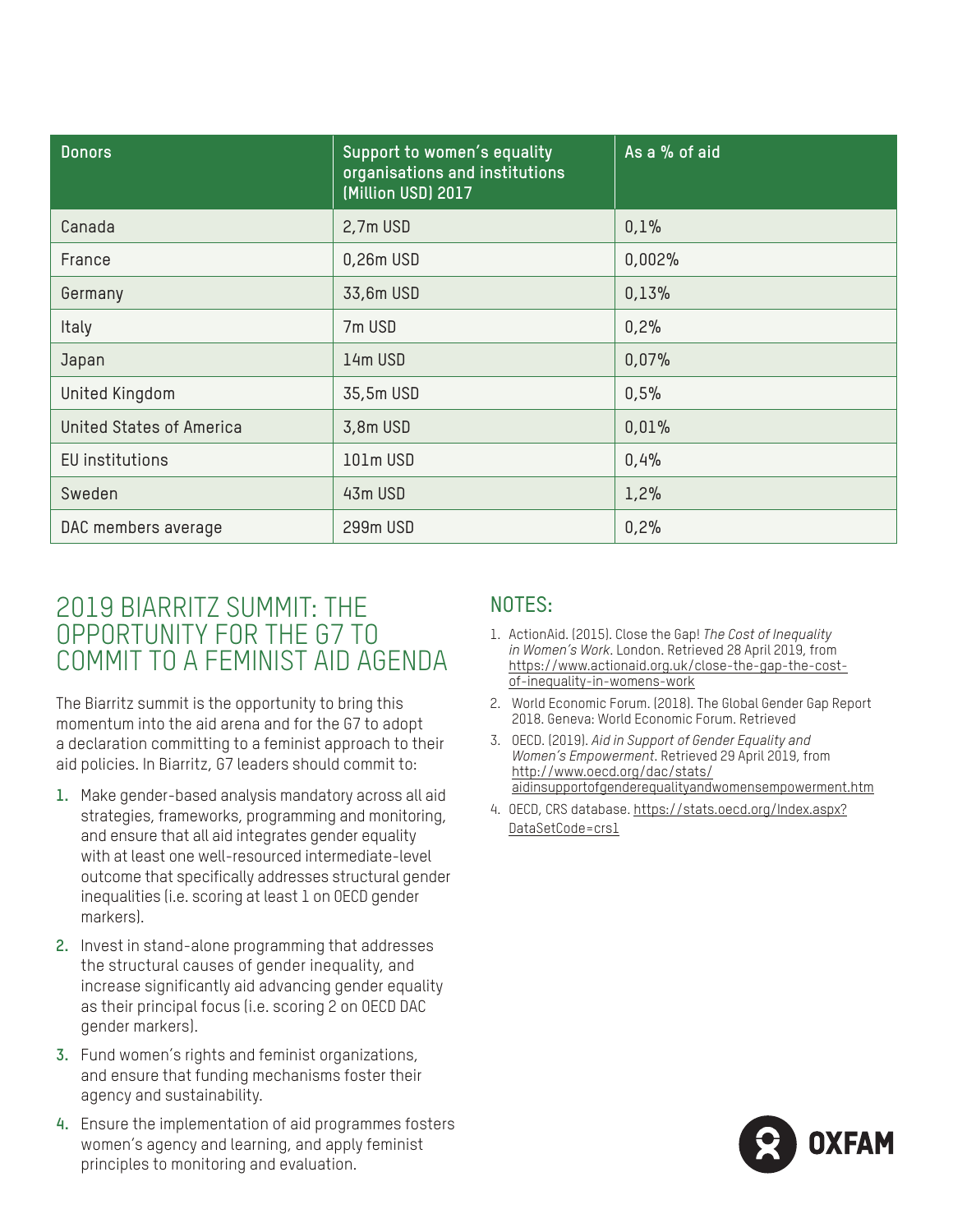| Donors | Support to women's equality organisations and institutions (Million USD) 2017 | As a % of aid |
|---|---|---|
| Canada | 2,7m USD | 0,1% |
| France | 0,26m USD | 0,002% |
| Germany | 33,6m USD | 0,13% |
| Italy | 7m USD | 0,2% |
| Japan | 14m USD | 0,07% |
| United Kingdom | 35,5m USD | 0,5% |
| United States of America | 3,8m USD | 0,01% |
| EU institutions | 101m USD | 0,4% |
| Sweden | 43m USD | 1,2% |
| DAC members average | 299m USD | 0,2% |

## 2019 BIARRITZ SUMMIT: THE OPPORTUNITY FOR THE G7 TO COMMIT TO A FEMINIST AID AGENDA

The Biarritz summit is the opportunity to bring this momentum into the aid arena and for the G7 to adopt a declaration committing to a feminist approach to their aid policies. In Biarritz, G7 leaders should commit to:

1. Make gender-based analysis mandatory across all aid strategies, frameworks, programming and monitoring, and ensure that all aid integrates gender equality with at least one well-resourced intermediate-level outcome that specifically addresses structural gender inequalities (i.e. scoring at least 1 on OECD gender markers).
2. Invest in stand-alone programming that addresses the structural causes of gender inequality, and increase significantly aid advancing gender equality as their principal focus (i.e. scoring 2 on OECD DAC gender markers).
3. Fund women's rights and feminist organizations, and ensure that funding mechanisms foster their agency and sustainability.
4. Ensure the implementation of aid programmes fosters women's agency and learning, and apply feminist principles to monitoring and evaluation.

## NOTES:

1. ActionAid. (2015). Close the Gap! *The Cost of Inequality in Women's Work*. London. Retrieved 28 April 2019, from https://www.actionaid.org.uk/close-the-gap-the-cost-of-inequality-in-womens-work
2. World Economic Forum. (2018). The Global Gender Gap Report 2018. Geneva: World Economic Forum. Retrieved
3. OECD. (2019). *Aid in Support of Gender Equality and Women's Empowerment*. Retrieved 29 April 2019, from http://www.oecd.org/dac/stats/aidinsupportofgenderequalityandwomensempowerment.htm
4. OECD, CRS database. https://stats.oecd.org/Index.aspx?DataSetCode=crs1